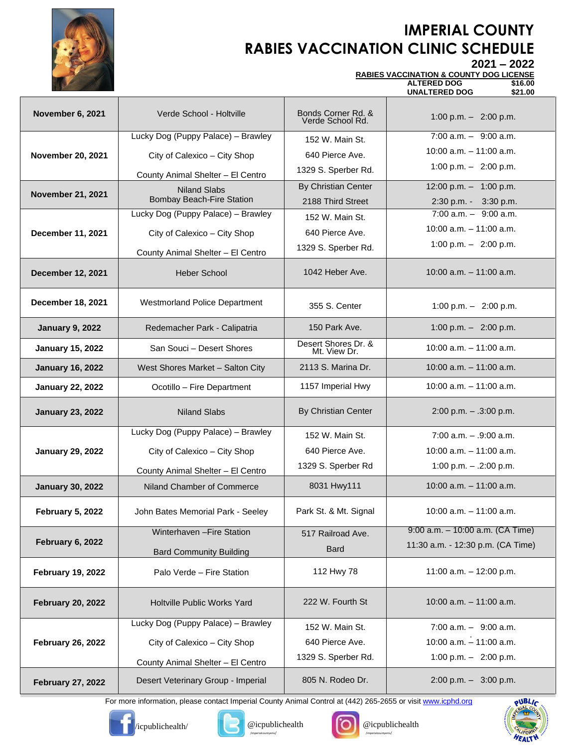# IMPERIAL COUNTY
# RABIES VACCINATION CLINIC SCHEDULE

## 2021 – 2022

**RABIES VACCINATION & COUNTY DOG LICENSE**

| | |
|---|---|
| **ALTERED DOG** | **$16.00** |
| **UNALTERED DOG** | **$21.00** |

| Date | Location | Address | Time |
|---|---|---|---|
| **November 6, 2021** | Verde School - Holtville | Bonds Corner Rd. & Verde School Rd. | 1:00 p.m. – 2:00 p.m. |
| **November 20, 2021** | Lucky Dog (Puppy Palace) – Brawley<br>City of Calexico – City Shop<br>County Animal Shelter – El Centro | 152 W. Main St.<br>640 Pierce Ave.<br>1329 S. Sperber Rd. | 7:00 a.m. – 9:00 a.m.<br>10:00 a.m. – 11:00 a.m.<br>1:00 p.m. – 2:00 p.m. |
| **November 21, 2021** | Niland Slabs<br>Bombay Beach-Fire Station | By Christian Center<br>2188 Third Street | 12:00 p.m. – 1:00 p.m.<br>2:30 p.m. - 3:30 p.m. |
| **December 11, 2021** | Lucky Dog (Puppy Palace) – Brawley<br>City of Calexico – City Shop<br>County Animal Shelter – El Centro | 152 W. Main St.<br>640 Pierce Ave.<br>1329 S. Sperber Rd. | 7:00 a.m. – 9:00 a.m.<br>10:00 a.m. – 11:00 a.m.<br>1:00 p.m. – 2:00 p.m. |
| **December 12, 2021** | Heber School | 1042 Heber Ave. | 10:00 a.m. – 11:00 a.m. |
| **December 18, 2021** | Westmorland Police Department | 355 S. Center | 1:00 p.m. – 2:00 p.m. |
| **January 9, 2022** | Redemacher Park - Calipatria | 150 Park Ave. | 1:00 p.m. – 2:00 p.m. |
| **January 15, 2022** | San Souci – Desert Shores | Desert Shores Dr. & Mt. View Dr. | 10:00 a.m. – 11:00 a.m. |
| **January 16, 2022** | West Shores Market – Salton City | 2113 S. Marina Dr. | 10:00 a.m. – 11:00 a.m. |
| **January 22, 2022** | Ocotillo – Fire Department | 1157 Imperial Hwy | 10:00 a.m. – 11:00 a.m. |
| **January 23, 2022** | Niland Slabs | By Christian Center | 2:00 p.m. – .3:00 p.m. |
| **January 29, 2022** | Lucky Dog (Puppy Palace) – Brawley<br>City of Calexico – City Shop<br>County Animal Shelter – El Centro | 152 W. Main St.<br>640 Pierce Ave.<br>1329 S. Sperber Rd | 7:00 a.m. – .9:00 a.m.<br>10:00 a.m. – 11:00 a.m.<br>1:00 p.m. – .2:00 p.m. |
| **January 30, 2022** | Niland Chamber of Commerce | 8031 Hwy111 | 10:00 a.m. – 11:00 a.m. |
| **February 5, 2022** | John Bates Memorial Park - Seeley | Park St. & Mt. Signal | 10:00 a.m. – 11:00 a.m. |
| **February 6, 2022** | Winterhaven –Fire Station<br>Bard Community Building | 517 Railroad Ave.<br>Bard | 9:00 a.m. – 10:00 a.m. (CA Time)<br>11:30 a.m. - 12:30 p.m. (CA Time) |
| **February 19, 2022** | Palo Verde – Fire Station | 112 Hwy 78 | 11:00 a.m. – 12:00 p.m. |
| **February 20, 2022** | Holtville Public Works Yard | 222 W. Fourth St | 10:00 a.m. – 11:00 a.m. |
| **February 26, 2022** | Lucky Dog (Puppy Palace) – Brawley<br>City of Calexico – City Shop<br>County Animal Shelter – El Centro | 152 W. Main St.<br>640 Pierce Ave.<br>1329 S. Sperber Rd. | 7:00 a.m. – 9:00 a.m.<br>10:00 a.m. – 11:00 a.m.<br>1:00 p.m. – 2:00 p.m. |
| **February 27, 2022** | Desert Veterinary Group - Imperial | 805 N. Rodeo Dr. | 2:00 p.m. – 3:00 p.m. |

For more information, please contact Imperial County Animal Control at (442) 265-2655 or visit www.icphd.org

/icpublichealth/ @icpublichealth @icpublichealth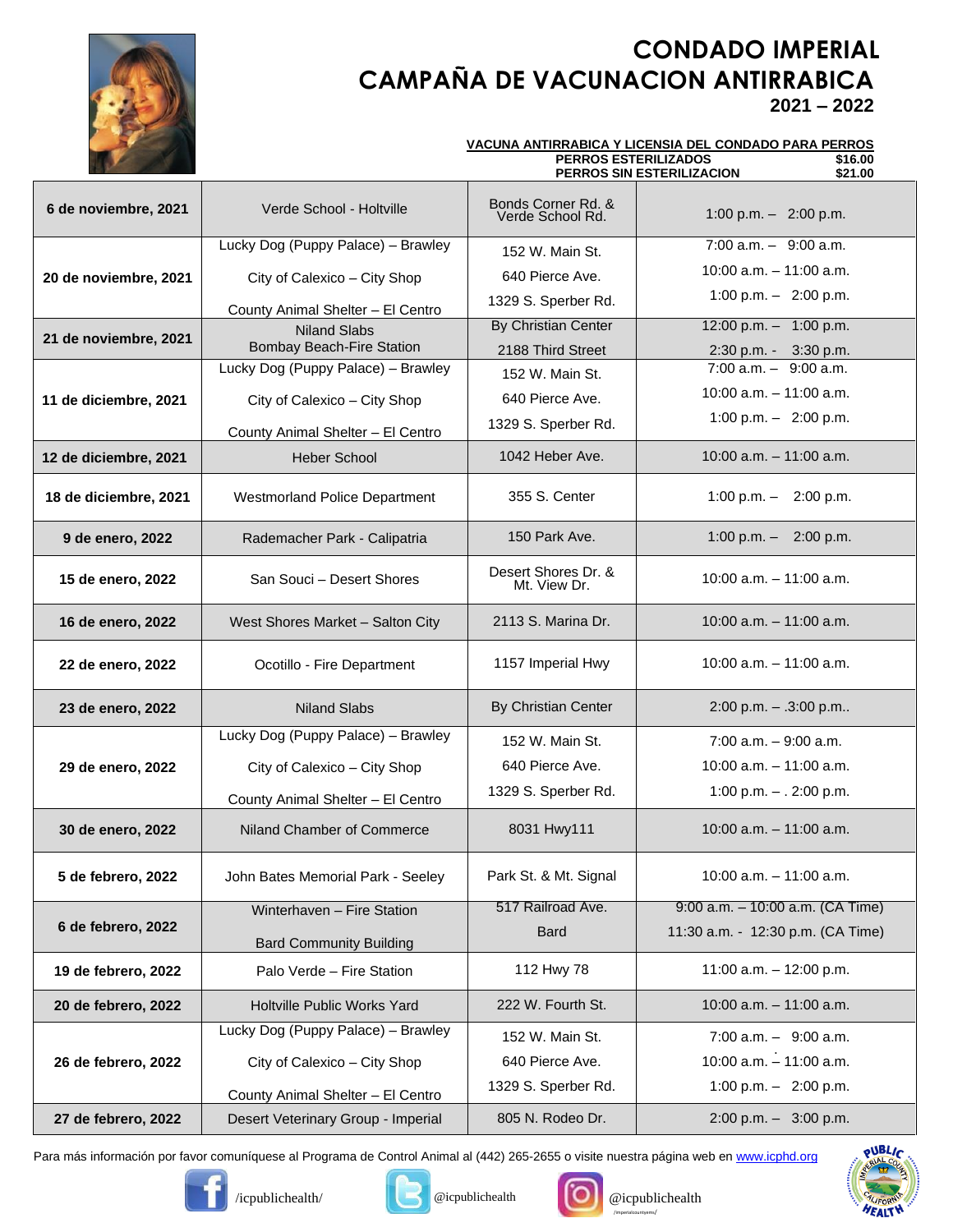# CONDADO IMPERIAL
# CAMPAÑA DE VACUNACION ANTIRRABICA
## 2021 – 2022

**VACUNA ANTIRRABICA Y LICENSIA DEL CONDADO PARA PERROS**

| | |
|---|---|
| **PERROS ESTERILIZADOS** | **$16.00** |
| **PERROS SIN ESTERILIZACION** | **$21.00** |

| | | | |
|---|---|---|---|
| **6 de noviembre, 2021** | Verde School - Holtville | Bonds Corner Rd. & Verde School Rd. | 1:00 p.m. – 2:00 p.m. |
| **20 de noviembre, 2021** | Lucky Dog (Puppy Palace) – Brawley<br>City of Calexico – City Shop<br>County Animal Shelter – El Centro | 152 W. Main St.<br>640 Pierce Ave.<br>1329 S. Sperber Rd. | 7:00 a.m. – 9:00 a.m.<br>10:00 a.m. – 11:00 a.m.<br>1:00 p.m. – 2:00 p.m. |
| **21 de noviembre, 2021** | Niland Slabs<br>Bombay Beach-Fire Station | By Christian Center<br>2188 Third Street | 12:00 p.m. – 1:00 p.m.<br>2:30 p.m. - 3:30 p.m. |
| **11 de diciembre, 2021** | Lucky Dog (Puppy Palace) – Brawley<br>City of Calexico – City Shop<br>County Animal Shelter – El Centro | 152 W. Main St.<br>640 Pierce Ave.<br>1329 S. Sperber Rd. | 7:00 a.m. – 9:00 a.m.<br>10:00 a.m. – 11:00 a.m.<br>1:00 p.m. – 2:00 p.m. |
| **12 de diciembre, 2021** | Heber School | 1042 Heber Ave. | 10:00 a.m. – 11:00 a.m. |
| **18 de diciembre, 2021** | Westmorland Police Department | 355 S. Center | 1:00 p.m. – 2:00 p.m. |
| **9 de enero, 2022** | Rademacher Park - Calipatria | 150 Park Ave. | 1:00 p.m. – 2:00 p.m. |
| **15 de enero, 2022** | San Souci – Desert Shores | Desert Shores Dr. & Mt. View Dr. | 10:00 a.m. – 11:00 a.m. |
| **16 de enero, 2022** | West Shores Market – Salton City | 2113 S. Marina Dr. | 10:00 a.m. – 11:00 a.m. |
| **22 de enero, 2022** | Ocotillo - Fire Department | 1157 Imperial Hwy | 10:00 a.m. – 11:00 a.m. |
| **23 de enero, 2022** | Niland Slabs | By Christian Center | 2:00 p.m. – .3:00 p.m.. |
| **29 de enero, 2022** | Lucky Dog (Puppy Palace) – Brawley<br>City of Calexico – City Shop<br>County Animal Shelter – El Centro | 152 W. Main St.<br>640 Pierce Ave.<br>1329 S. Sperber Rd. | 7:00 a.m. – 9:00 a.m.<br>10:00 a.m. – 11:00 a.m.<br>1:00 p.m. – . 2:00 p.m. |
| **30 de enero, 2022** | Niland Chamber of Commerce | 8031 Hwy111 | 10:00 a.m. – 11:00 a.m. |
| **5 de febrero, 2022** | John Bates Memorial Park - Seeley | Park St. & Mt. Signal | 10:00 a.m. – 11:00 a.m. |
| **6 de febrero, 2022** | Winterhaven – Fire Station<br>Bard Community Building | 517 Railroad Ave.<br>Bard | 9:00 a.m. – 10:00 a.m. (CA Time)<br>11:30 a.m. - 12:30 p.m. (CA Time) |
| **19 de febrero, 2022** | Palo Verde – Fire Station | 112 Hwy 78 | 11:00 a.m. – 12:00 p.m. |
| **20 de febrero, 2022** | Holtville Public Works Yard | 222 W. Fourth St. | 10:00 a.m. – 11:00 a.m. |
| **26 de febrero, 2022** | Lucky Dog (Puppy Palace) – Brawley<br>City of Calexico – City Shop<br>County Animal Shelter – El Centro | 152 W. Main St.<br>640 Pierce Ave.<br>1329 S. Sperber Rd. | 7:00 a.m. – 9:00 a.m.<br>10:00 a.m. – 11:00 a.m.<br>1:00 p.m. – 2:00 p.m. |
| **27 de febrero, 2022** | Desert Veterinary Group - Imperial | 805 N. Rodeo Dr. | 2:00 p.m. – 3:00 p.m. |

Para más información por favor comuníquese al Programa de Control Animal al (442) 265-2655 o visite nuestra página web en www.icphd.org

/icpublichealth/ @icpublichealth @icpublichealth